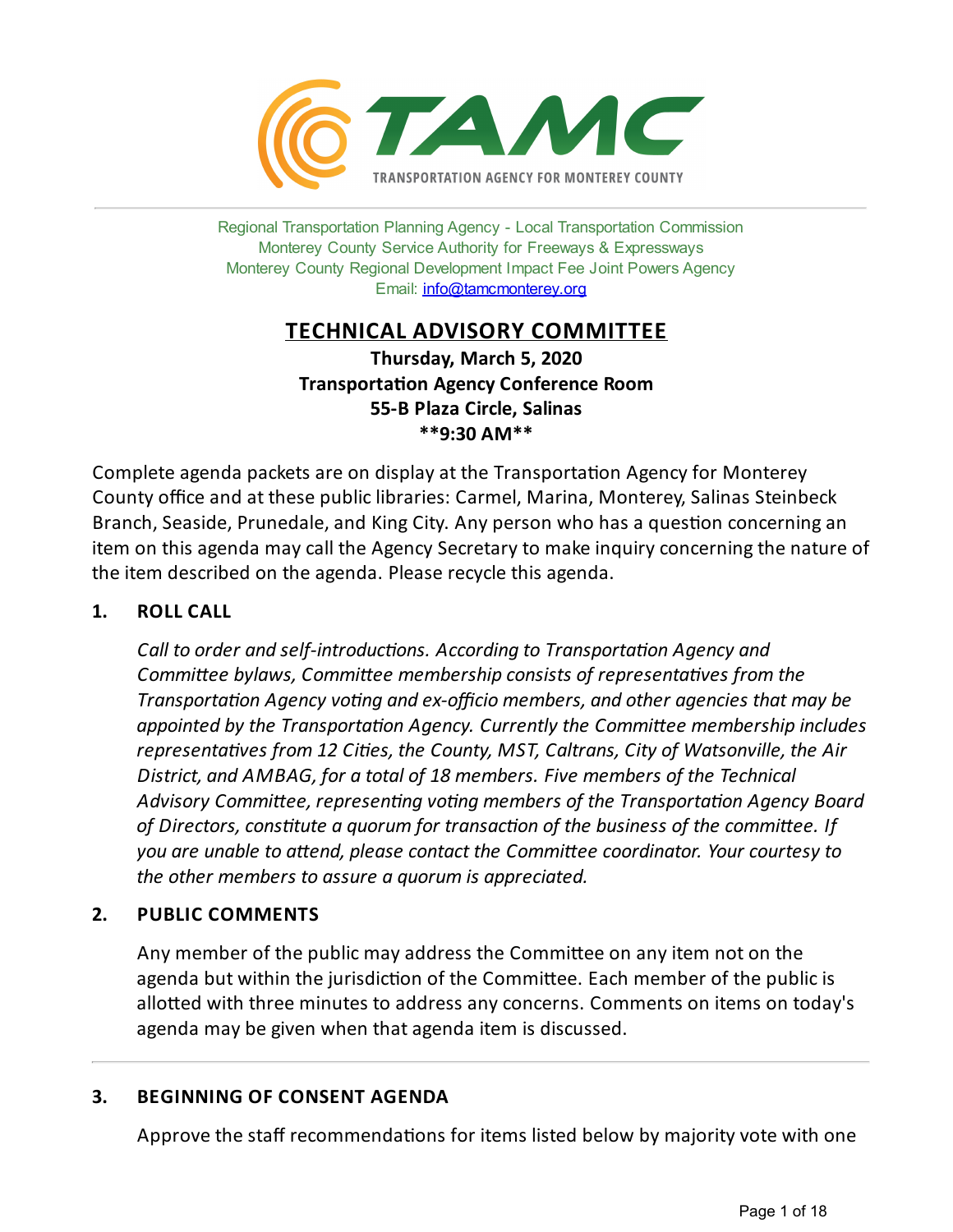# TAMC

TRANSPORTATION AGENCY FOR MONTEREY COUNTY

Regional Transportation Planning Agency - Local Transportation Commission
Monterey County Service Authority for Freeways & Expressways
Monterey County Regional Development Impact Fee Joint Powers Agency
Email: info@tamcmonterey.org

## TECHNICAL ADVISORY COMMITTEE

**Thursday, March 5, 2020**
**Transportation Agency Conference Room**
**55-B Plaza Circle, Salinas**
****9:30 AM****

Complete agenda packets are on display at the Transportation Agency for Monterey County office and at these public libraries: Carmel, Marina, Monterey, Salinas Steinbeck Branch, Seaside, Prunedale, and King City. Any person who has a question concerning an item on this agenda may call the Agency Secretary to make inquiry concerning the nature of the item described on the agenda. Please recycle this agenda.

### 1. ROLL CALL

*Call to order and self-introductions. According to Transportation Agency and Committee bylaws, Committee membership consists of representatives from the Transportation Agency voting and ex-officio members, and other agencies that may be appointed by the Transportation Agency. Currently the Committee membership includes representatives from 12 Cities, the County, MST, Caltrans, City of Watsonville, the Air District, and AMBAG, for a total of 18 members. Five members of the Technical Advisory Committee, representing voting members of the Transportation Agency Board of Directors, constitute a quorum for transaction of the business of the committee. If you are unable to attend, please contact the Committee coordinator. Your courtesy to the other members to assure a quorum is appreciated.*

### 2. PUBLIC COMMENTS

Any member of the public may address the Committee on any item not on the agenda but within the jurisdiction of the Committee. Each member of the public is allotted with three minutes to address any concerns. Comments on items on today's agenda may be given when that agenda item is discussed.

---

### 3. BEGINNING OF CONSENT AGENDA

Approve the staff recommendations for items listed below by majority vote with one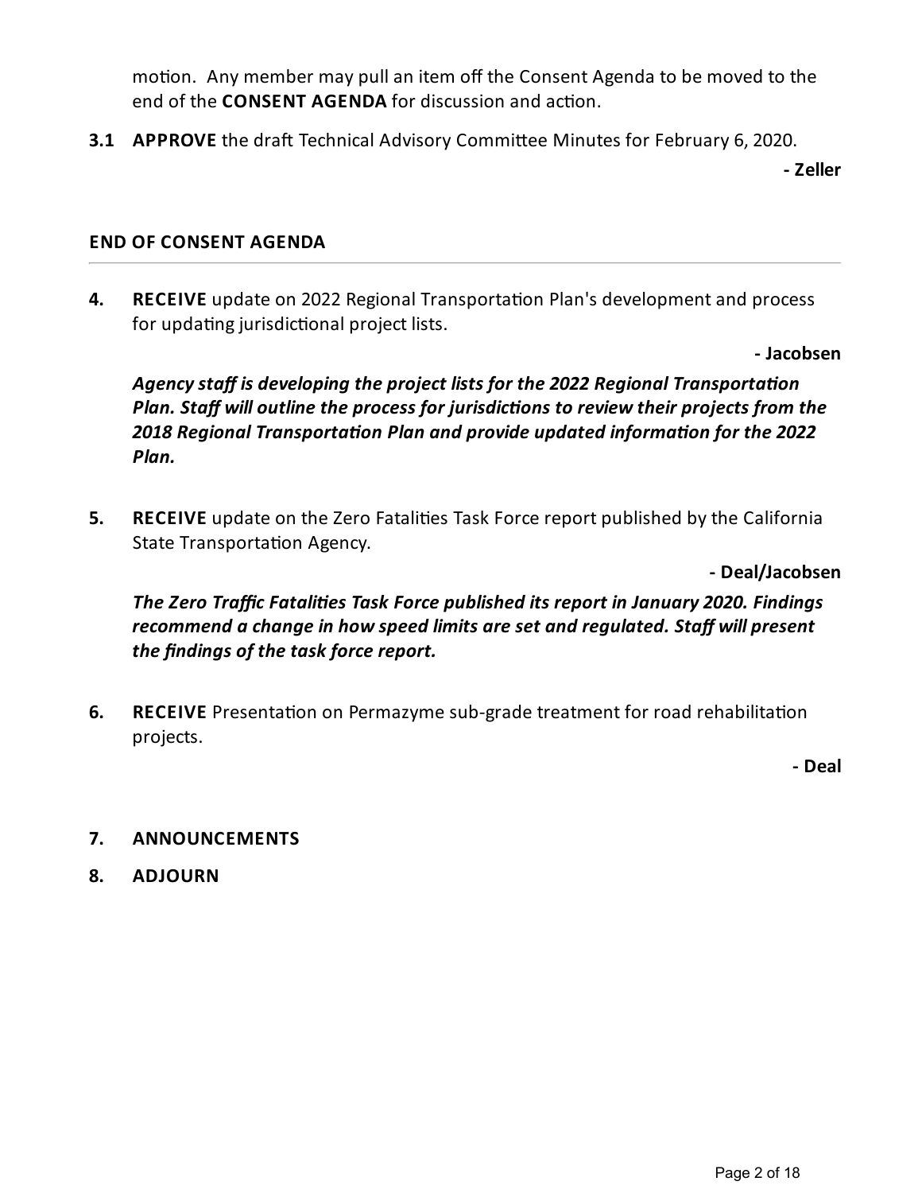motion. Any member may pull an item off the Consent Agenda to be moved to the end of the **CONSENT AGENDA** for discussion and action.

**3.1 APPROVE** the draft Technical Advisory Committee Minutes for February 6, 2020.

**- Zeller**

**END OF CONSENT AGENDA**

---

**4. RECEIVE** update on 2022 Regional Transportation Plan's development and process for updating jurisdictional project lists.

**- Jacobsen**

***Agency staff is developing the project lists for the 2022 Regional Transportation Plan. Staff will outline the process for jurisdictions to review their projects from the 2018 Regional Transportation Plan and provide updated information for the 2022 Plan.***

**5. RECEIVE** update on the Zero Fatalities Task Force report published by the California State Transportation Agency.

**- Deal/Jacobsen**

***The Zero Traffic Fatalities Task Force published its report in January 2020. Findings recommend a change in how speed limits are set and regulated. Staff will present the findings of the task force report.***

**6. RECEIVE** Presentation on Permazyme sub-grade treatment for road rehabilitation projects.

**- Deal**

**7. ANNOUNCEMENTS**

**8. ADJOURN**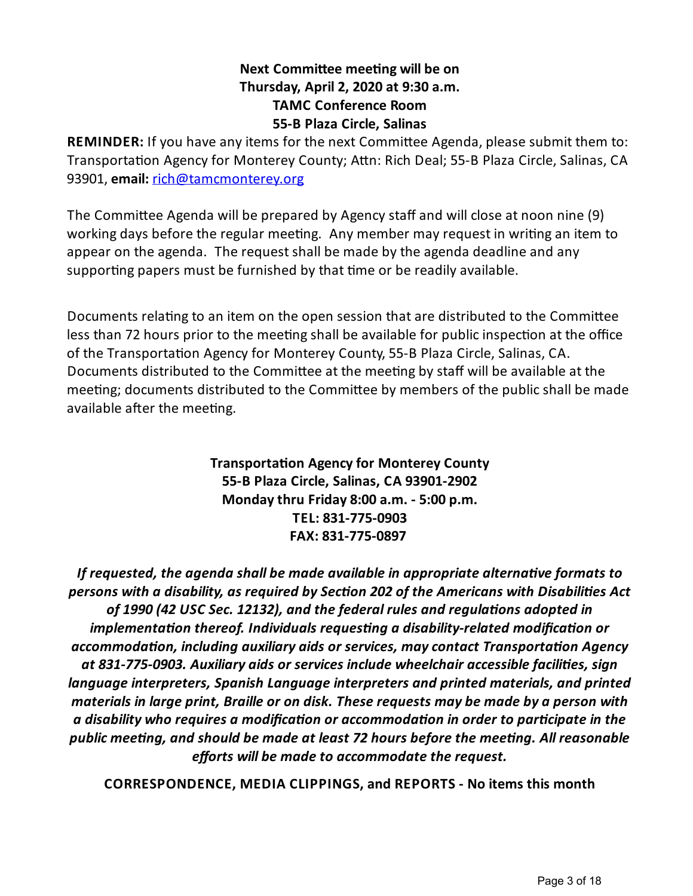**Next Committee meeting will be on**
**Thursday, April 2, 2020 at 9:30 a.m.**
**TAMC Conference Room**
**55-B Plaza Circle, Salinas**

**REMINDER:** If you have any items for the next Committee Agenda, please submit them to: Transportation Agency for Monterey County; Attn: Rich Deal; 55-B Plaza Circle, Salinas, CA 93901, **email:** rich@tamcmonterey.org

The Committee Agenda will be prepared by Agency staff and will close at noon nine (9) working days before the regular meeting. Any member may request in writing an item to appear on the agenda. The request shall be made by the agenda deadline and any supporting papers must be furnished by that time or be readily available.

Documents relating to an item on the open session that are distributed to the Committee less than 72 hours prior to the meeting shall be available for public inspection at the office of the Transportation Agency for Monterey County, 55-B Plaza Circle, Salinas, CA. Documents distributed to the Committee at the meeting by staff will be available at the meeting; documents distributed to the Committee by members of the public shall be made available after the meeting.

**Transportation Agency for Monterey County**
**55-B Plaza Circle, Salinas, CA 93901-2902**
**Monday thru Friday 8:00 a.m. - 5:00 p.m.**
**TEL: 831-775-0903**
**FAX: 831-775-0897**

***If requested, the agenda shall be made available in appropriate alternative formats to persons with a disability, as required by Section 202 of the Americans with Disabilities Act of 1990 (42 USC Sec. 12132), and the federal rules and regulations adopted in implementation thereof. Individuals requesting a disability-related modification or accommodation, including auxiliary aids or services, may contact Transportation Agency at 831-775-0903. Auxiliary aids or services include wheelchair accessible facilities, sign language interpreters, Spanish Language interpreters and printed materials, and printed materials in large print, Braille or on disk. These requests may be made by a person with a disability who requires a modification or accommodation in order to participate in the public meeting, and should be made at least 72 hours before the meeting. All reasonable efforts will be made to accommodate the request.***

**CORRESPONDENCE, MEDIA CLIPPINGS, and REPORTS - No items this month**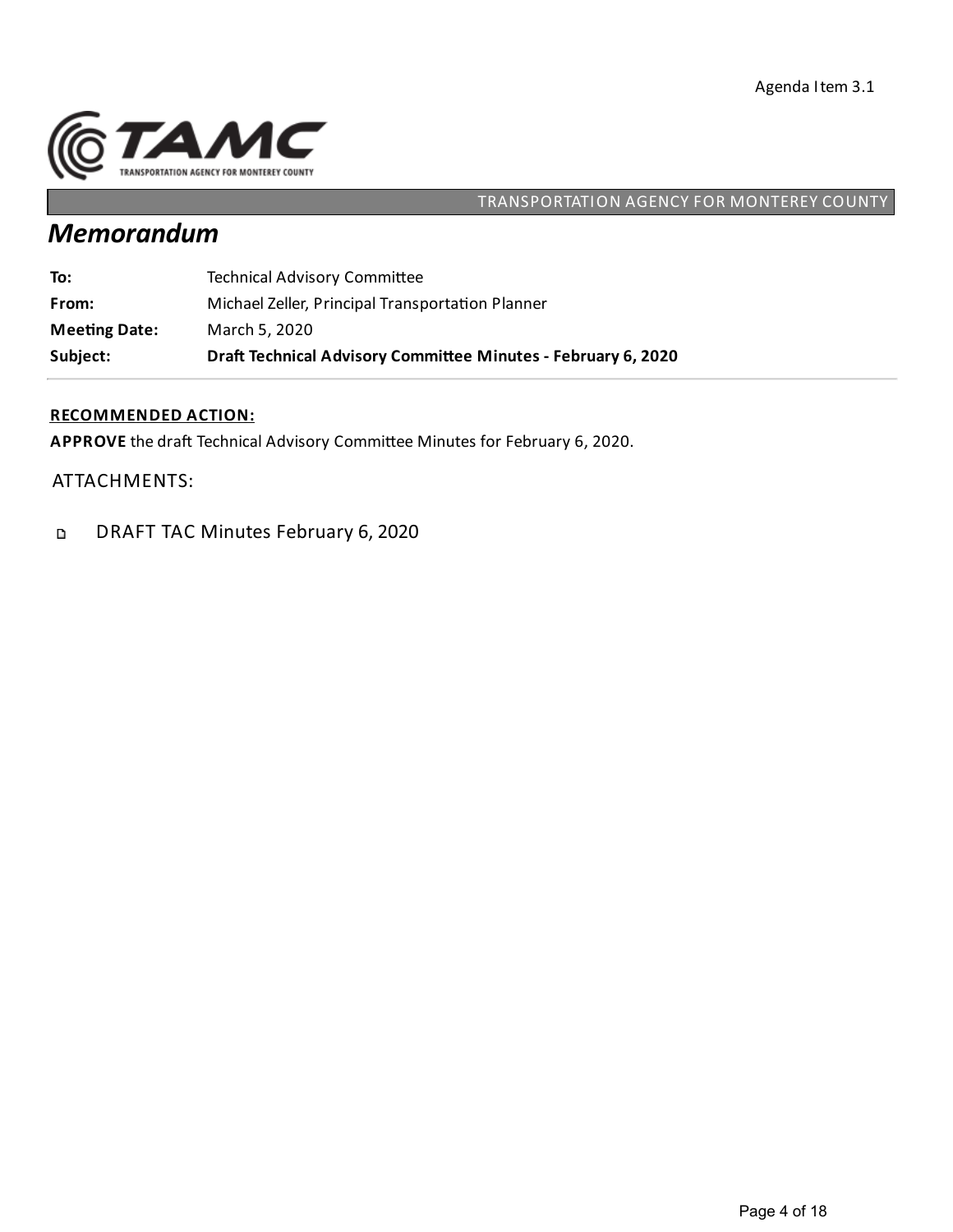Agenda Item 3.1

TRANSPORTATION AGENCY FOR MONTEREY COUNTY

# Memorandum

**To:** Technical Advisory Committee

**From:** Michael Zeller, Principal Transportation Planner

**Meeting Date:** March 5, 2020

**Subject:** **Draft Technical Advisory Committee Minutes - February 6, 2020**

---

**RECOMMENDED ACTION:**

**APPROVE** the draft Technical Advisory Committee Minutes for February 6, 2020.

ATTACHMENTS:

- DRAFT TAC Minutes February 6, 2020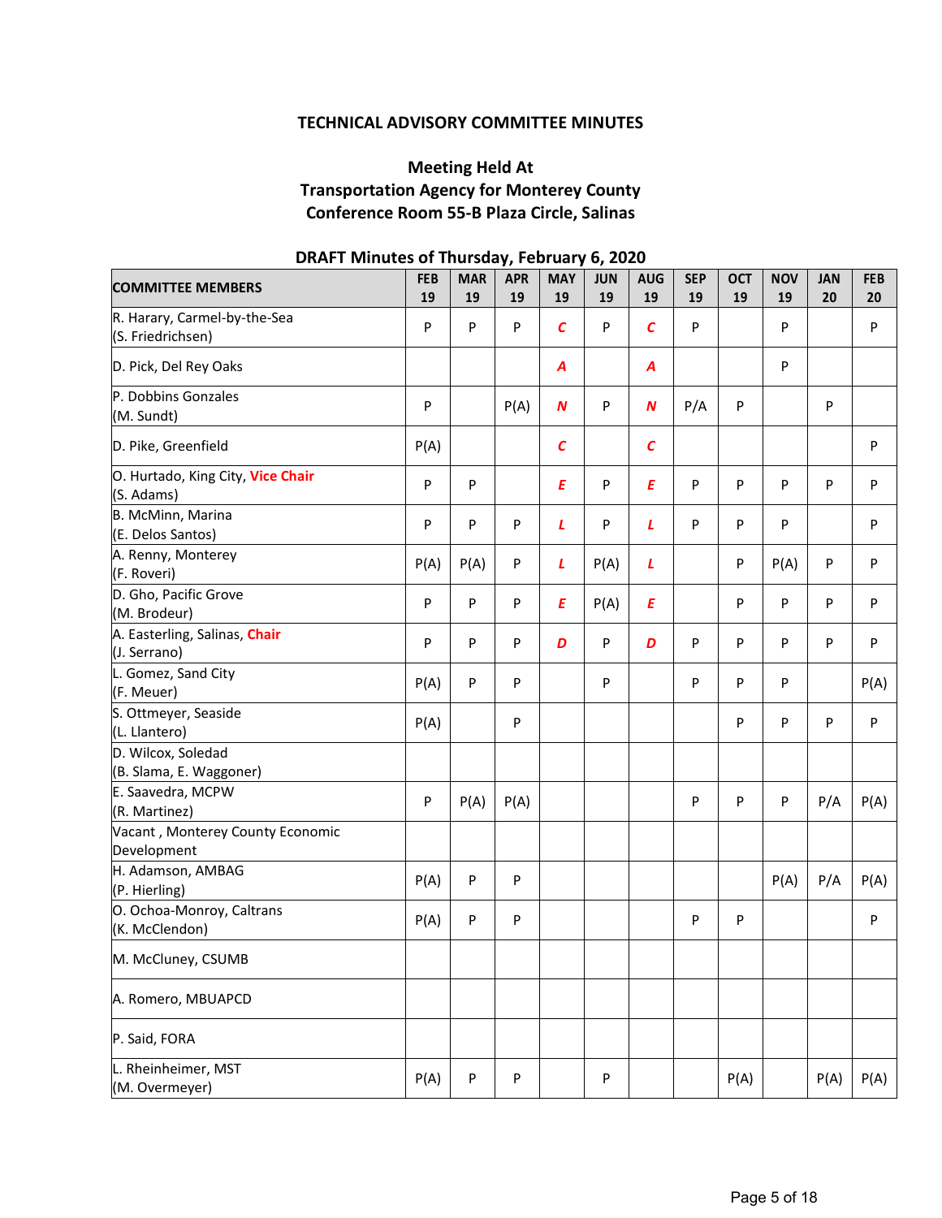**TECHNICAL ADVISORY COMMITTEE MINUTES**

**Meeting Held At**
**Transportation Agency for Monterey County**
**Conference Room 55-B Plaza Circle, Salinas**

**DRAFT Minutes of Thursday, February 6, 2020**

| COMMITTEE MEMBERS | FEB 19 | MAR 19 | APR 19 | MAY 19 | JUN 19 | AUG 19 | SEP 19 | OCT 19 | NOV 19 | JAN 20 | FEB 20 |
|---|---|---|---|---|---|---|---|---|---|---|---|
| R. Harary, Carmel-by-the-Sea (S. Friedrichsen) | P | P | P | *C* | P | *C* | P | | P | | P |
| D. Pick, Del Rey Oaks | | | | *A* | | *A* | | | P | | |
| P. Dobbins Gonzales (M. Sundt) | P | | P(A) | *N* | P | *N* | P/A | P | | P | |
| D. Pike, Greenfield | P(A) | | | *C* | | *C* | | | | | P |
| O. Hurtado, King City, Vice Chair (S. Adams) | P | P | | *E* | P | *E* | P | P | P | P | P |
| B. McMinn, Marina (E. Delos Santos) | P | P | P | *L* | P | *L* | P | P | P | | P |
| A. Renny, Monterey (F. Roveri) | P(A) | P(A) | P | *L* | P(A) | *L* | | P | P(A) | P | P |
| D. Gho, Pacific Grove (M. Brodeur) | P | P | P | *E* | P(A) | *E* | | P | P | P | P |
| A. Easterling, Salinas, Chair (J. Serrano) | P | P | P | *D* | P | *D* | P | P | P | P | P |
| L. Gomez, Sand City (F. Meuer) | P(A) | P | P | | P | | P | P | P | | P(A) |
| S. Ottmeyer, Seaside (L. Llantero) | P(A) | | P | | | | | P | P | P | P |
| D. Wilcox, Soledad (B. Slama, E. Waggoner) | | | | | | | | | | | |
| E. Saavedra, MCPW (R. Martinez) | P | P(A) | P(A) | | | | P | P | P | P/A | P(A) |
| Vacant , Monterey County Economic Development | | | | | | | | | | | |
| H. Adamson, AMBAG (P. Hierling) | P(A) | P | P | | | | | | P(A) | P/A | P(A) |
| O. Ochoa-Monroy, Caltrans (K. McClendon) | P(A) | P | P | | | | P | P | | | P |
| M. McCluney, CSUMB | | | | | | | | | | | |
| A. Romero, MBUAPCD | | | | | | | | | | | |
| P. Said, FORA | | | | | | | | | | | |
| L. Rheinheimer, MST (M. Overmeyer) | P(A) | P | P | | P | | | P(A) | | P(A) | P(A) |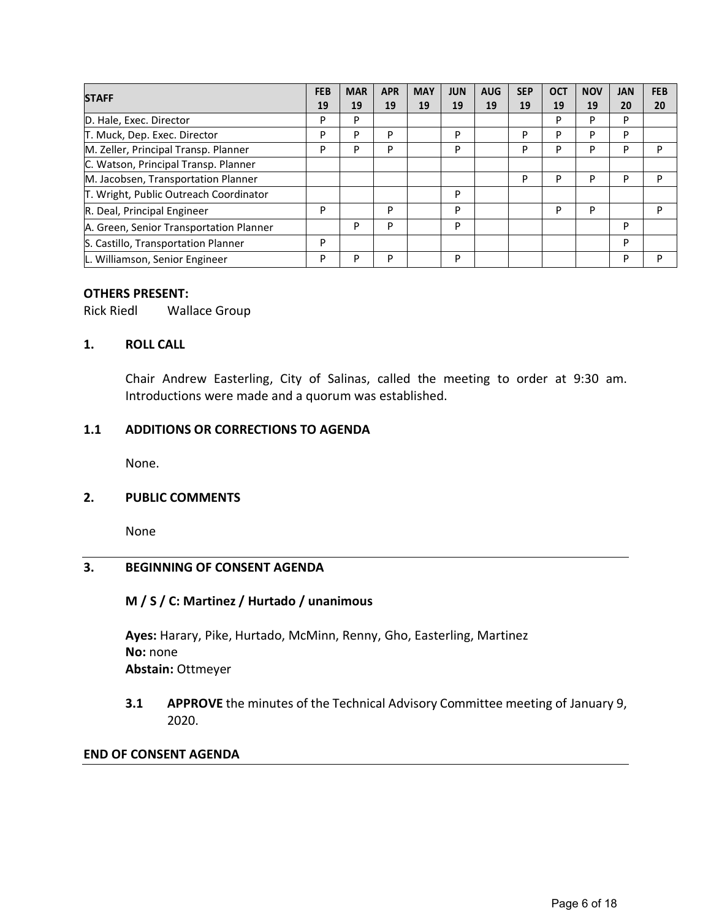| STAFF | FEB 19 | MAR 19 | APR 19 | MAY 19 | JUN 19 | AUG 19 | SEP 19 | OCT 19 | NOV 19 | JAN 20 | FEB 20 |
|---|---|---|---|---|---|---|---|---|---|---|---|
| D. Hale, Exec. Director | P | P | | | | | | P | P | P | |
| T. Muck, Dep. Exec. Director | P | P | P | | P | | P | P | P | P | |
| M. Zeller, Principal Transp. Planner | P | P | P | | P | | P | P | P | P | P |
| C. Watson, Principal Transp. Planner | | | | | | | | | | | |
| M. Jacobsen, Transportation Planner | | | | | | | P | P | P | P | P |
| T. Wright, Public Outreach Coordinator | | | | | P | | | | | | |
| R. Deal, Principal Engineer | P | | P | | P | | | P | P | | P |
| A. Green, Senior Transportation Planner | | P | P | | P | | | | | P | |
| S. Castillo, Transportation Planner | P | | | | | | | | | P | |
| L. Williamson, Senior Engineer | P | P | P | | P | | | | | P | P |

**OTHERS PRESENT:**

Rick Riedl Wallace Group

## 1. ROLL CALL

Chair Andrew Easterling, City of Salinas, called the meeting to order at 9:30 am. Introductions were made and a quorum was established.

## 1.1 ADDITIONS OR CORRECTIONS TO AGENDA

None.

## 2. PUBLIC COMMENTS

None

---

## 3. BEGINNING OF CONSENT AGENDA

**M / S / C: Martinez / Hurtado / unanimous**

**Ayes:** Harary, Pike, Hurtado, McMinn, Renny, Gho, Easterling, Martinez
**No:** none
**Abstain:** Ottmeyer

**3.1 APPROVE** the minutes of the Technical Advisory Committee meeting of January 9, 2020.

**END OF CONSENT AGENDA**

---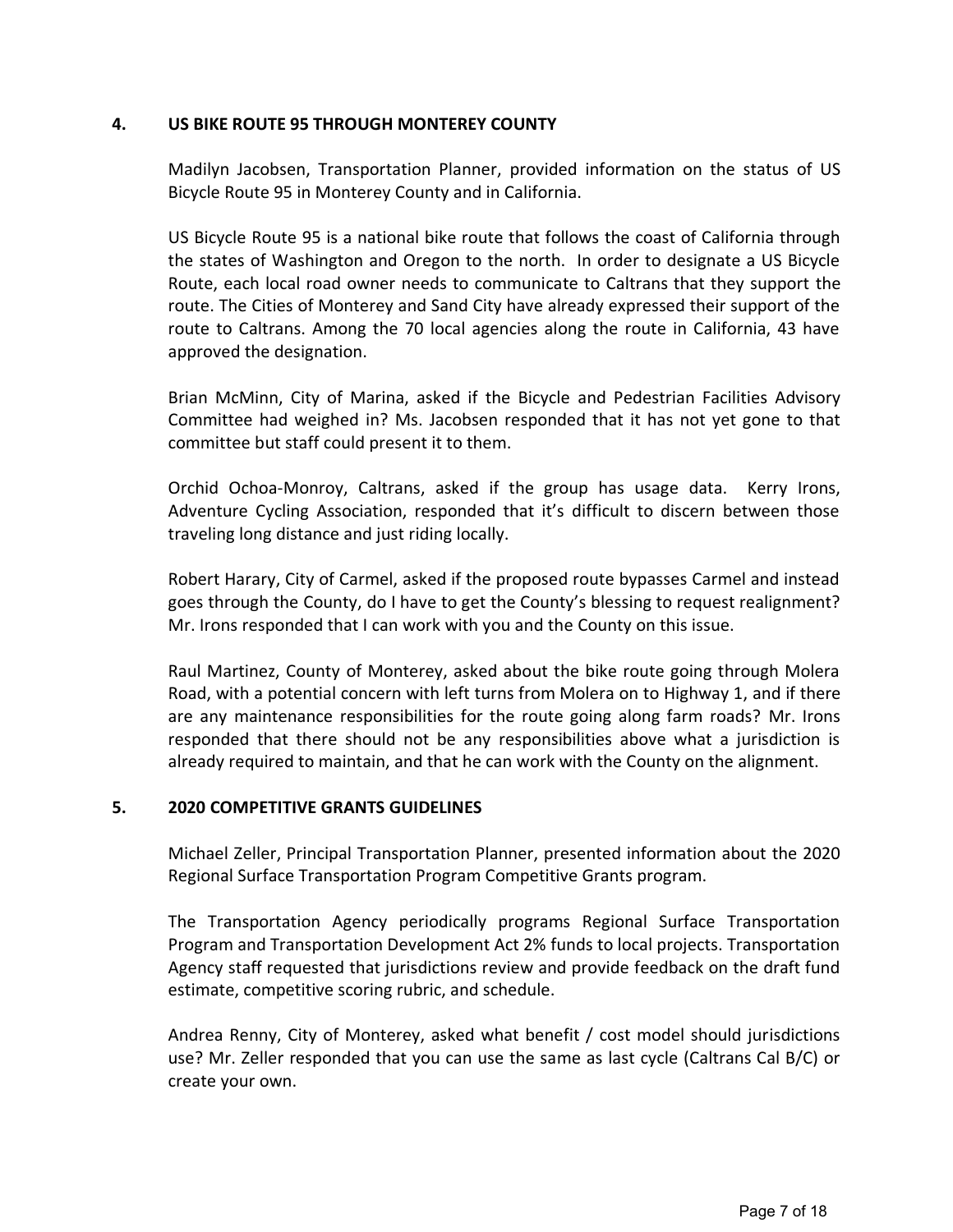## 4. US BIKE ROUTE 95 THROUGH MONTEREY COUNTY

Madilyn Jacobsen, Transportation Planner, provided information on the status of US Bicycle Route 95 in Monterey County and in California.

US Bicycle Route 95 is a national bike route that follows the coast of California through the states of Washington and Oregon to the north. In order to designate a US Bicycle Route, each local road owner needs to communicate to Caltrans that they support the route. The Cities of Monterey and Sand City have already expressed their support of the route to Caltrans. Among the 70 local agencies along the route in California, 43 have approved the designation.

Brian McMinn, City of Marina, asked if the Bicycle and Pedestrian Facilities Advisory Committee had weighed in? Ms. Jacobsen responded that it has not yet gone to that committee but staff could present it to them.

Orchid Ochoa-Monroy, Caltrans, asked if the group has usage data. Kerry Irons, Adventure Cycling Association, responded that it's difficult to discern between those traveling long distance and just riding locally.

Robert Harary, City of Carmel, asked if the proposed route bypasses Carmel and instead goes through the County, do I have to get the County's blessing to request realignment? Mr. Irons responded that I can work with you and the County on this issue.

Raul Martinez, County of Monterey, asked about the bike route going through Molera Road, with a potential concern with left turns from Molera on to Highway 1, and if there are any maintenance responsibilities for the route going along farm roads? Mr. Irons responded that there should not be any responsibilities above what a jurisdiction is already required to maintain, and that he can work with the County on the alignment.

## 5. 2020 COMPETITIVE GRANTS GUIDELINES

Michael Zeller, Principal Transportation Planner, presented information about the 2020 Regional Surface Transportation Program Competitive Grants program.

The Transportation Agency periodically programs Regional Surface Transportation Program and Transportation Development Act 2% funds to local projects. Transportation Agency staff requested that jurisdictions review and provide feedback on the draft fund estimate, competitive scoring rubric, and schedule.

Andrea Renny, City of Monterey, asked what benefit / cost model should jurisdictions use? Mr. Zeller responded that you can use the same as last cycle (Caltrans Cal B/C) or create your own.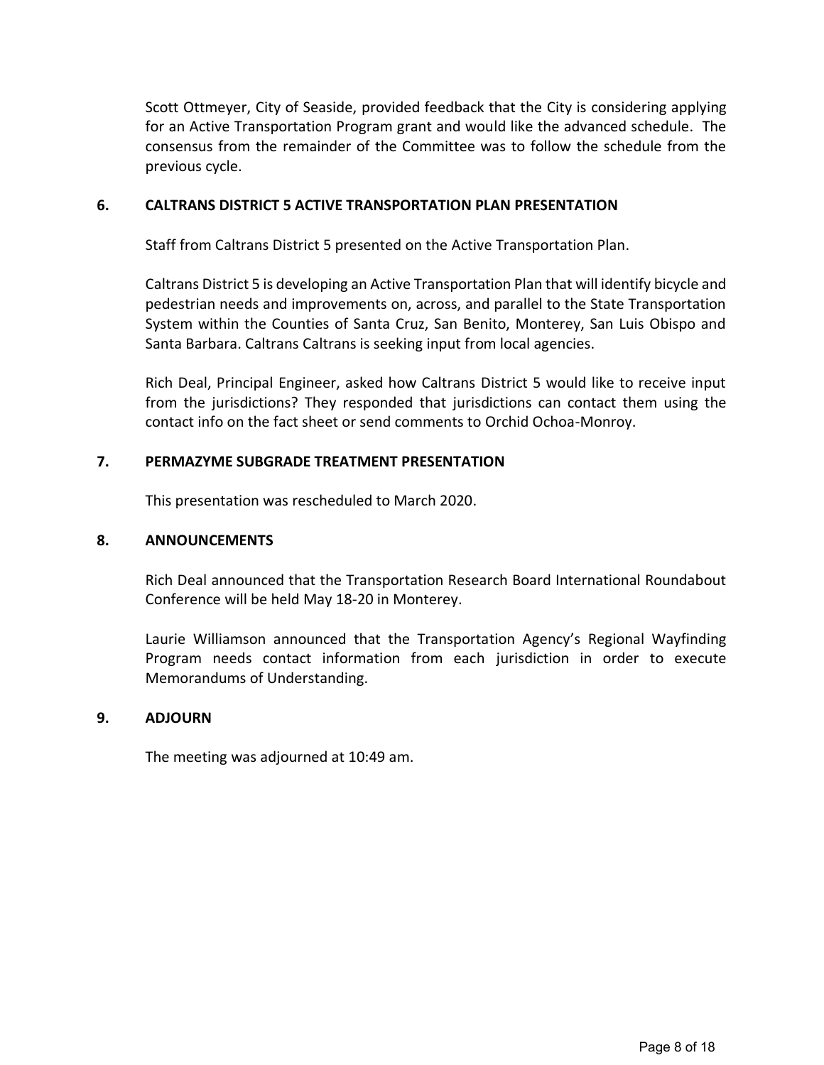Scott Ottmeyer, City of Seaside, provided feedback that the City is considering applying for an Active Transportation Program grant and would like the advanced schedule. The consensus from the remainder of the Committee was to follow the schedule from the previous cycle.

## 6. CALTRANS DISTRICT 5 ACTIVE TRANSPORTATION PLAN PRESENTATION

Staff from Caltrans District 5 presented on the Active Transportation Plan.

Caltrans District 5 is developing an Active Transportation Plan that will identify bicycle and pedestrian needs and improvements on, across, and parallel to the State Transportation System within the Counties of Santa Cruz, San Benito, Monterey, San Luis Obispo and Santa Barbara. Caltrans Caltrans is seeking input from local agencies.

Rich Deal, Principal Engineer, asked how Caltrans District 5 would like to receive input from the jurisdictions? They responded that jurisdictions can contact them using the contact info on the fact sheet or send comments to Orchid Ochoa-Monroy.

## 7. PERMAZYME SUBGRADE TREATMENT PRESENTATION

This presentation was rescheduled to March 2020.

## 8. ANNOUNCEMENTS

Rich Deal announced that the Transportation Research Board International Roundabout Conference will be held May 18-20 in Monterey.

Laurie Williamson announced that the Transportation Agency's Regional Wayfinding Program needs contact information from each jurisdiction in order to execute Memorandums of Understanding.

## 9. ADJOURN

The meeting was adjourned at 10:49 am.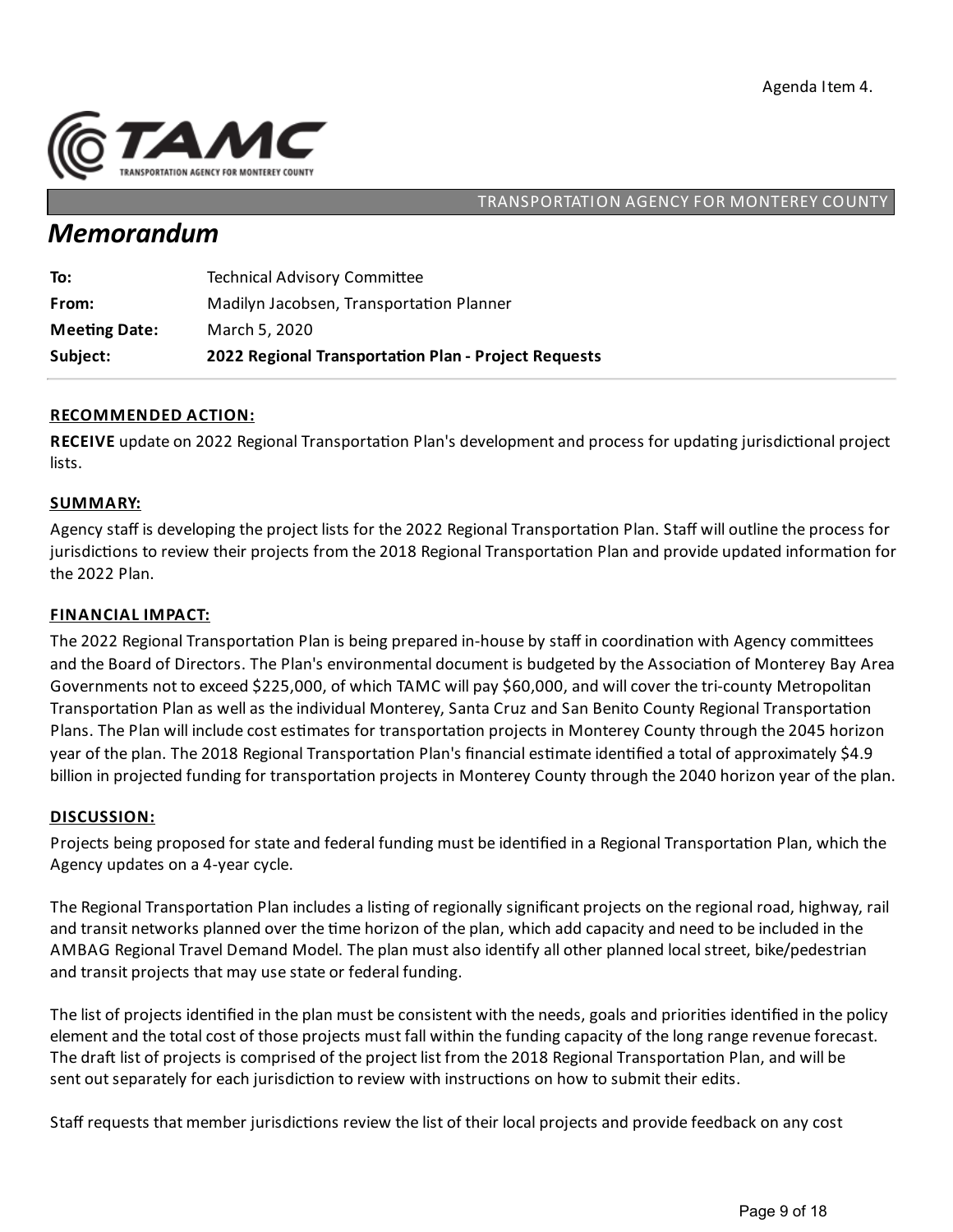Agenda Item 4.

TRANSPORTATION AGENCY FOR MONTEREY COUNTY

# *Memorandum*

| | |
|---|---|
| **To:** | Technical Advisory Committee |
| **From:** | Madilyn Jacobsen, Transportation Planner |
| **Meeting Date:** | March 5, 2020 |
| **Subject:** | **2022 Regional Transportation Plan - Project Requests** |

## RECOMMENDED ACTION:

**RECEIVE** update on 2022 Regional Transportation Plan's development and process for updating jurisdictional project lists.

## SUMMARY:

Agency staff is developing the project lists for the 2022 Regional Transportation Plan. Staff will outline the process for jurisdictions to review their projects from the 2018 Regional Transportation Plan and provide updated information for the 2022 Plan.

## FINANCIAL IMPACT:

The 2022 Regional Transportation Plan is being prepared in-house by staff in coordination with Agency committees and the Board of Directors. The Plan's environmental document is budgeted by the Association of Monterey Bay Area Governments not to exceed $225,000, of which TAMC will pay $60,000, and will cover the tri-county Metropolitan Transportation Plan as well as the individual Monterey, Santa Cruz and San Benito County Regional Transportation Plans. The Plan will include cost estimates for transportation projects in Monterey County through the 2045 horizon year of the plan. The 2018 Regional Transportation Plan's financial estimate identified a total of approximately $4.9 billion in projected funding for transportation projects in Monterey County through the 2040 horizon year of the plan.

## DISCUSSION:

Projects being proposed for state and federal funding must be identified in a Regional Transportation Plan, which the Agency updates on a 4-year cycle.

The Regional Transportation Plan includes a listing of regionally significant projects on the regional road, highway, rail and transit networks planned over the time horizon of the plan, which add capacity and need to be included in the AMBAG Regional Travel Demand Model. The plan must also identify all other planned local street, bike/pedestrian and transit projects that may use state or federal funding.

The list of projects identified in the plan must be consistent with the needs, goals and priorities identified in the policy element and the total cost of those projects must fall within the funding capacity of the long range revenue forecast. The draft list of projects is comprised of the project list from the 2018 Regional Transportation Plan, and will be sent out separately for each jurisdiction to review with instructions on how to submit their edits.

Staff requests that member jurisdictions review the list of their local projects and provide feedback on any cost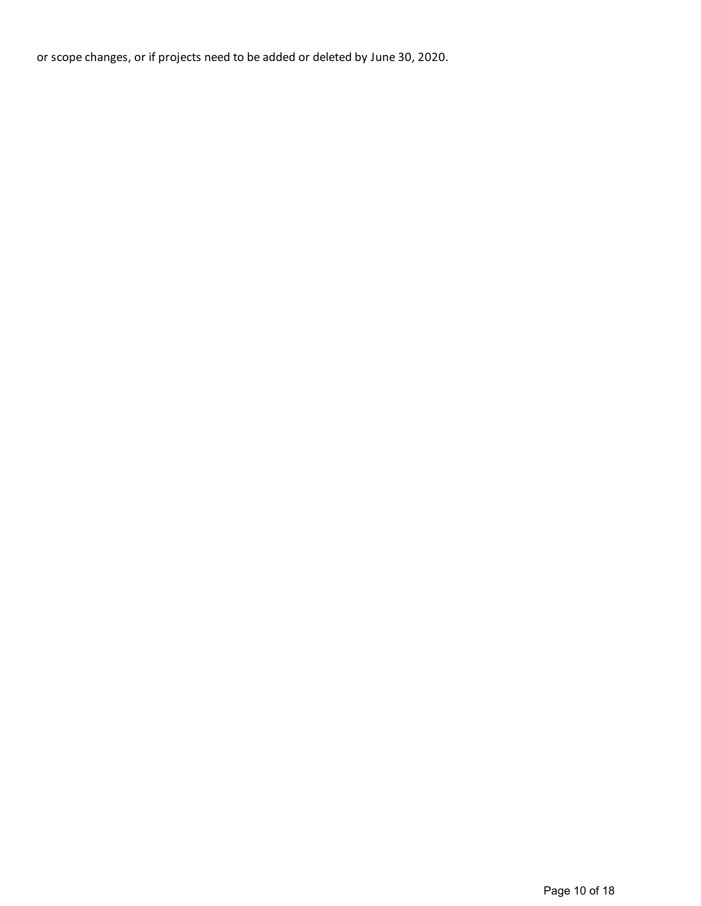or scope changes, or if projects need to be added or deleted by June 30, 2020.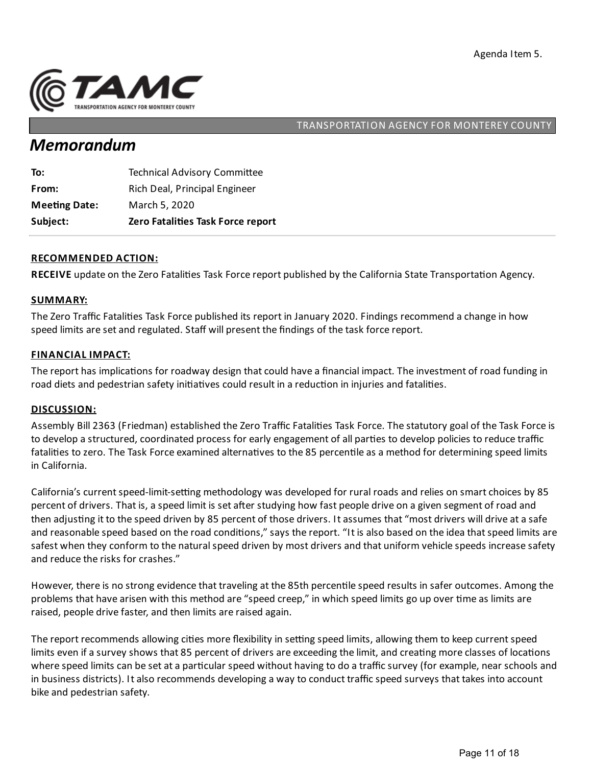Agenda Item 5.

TRANSPORTATION AGENCY FOR MONTEREY COUNTY

# *Memorandum*

| | |
|---|---|
| **To:** | Technical Advisory Committee |
| **From:** | Rich Deal, Principal Engineer |
| **Meeting Date:** | March 5, 2020 |
| **Subject:** | **Zero Fatalities Task Force report** |

## RECOMMENDED ACTION:

**RECEIVE** update on the Zero Fatalities Task Force report published by the California State Transportation Agency.

## SUMMARY:

The Zero Traffic Fatalities Task Force published its report in January 2020. Findings recommend a change in how speed limits are set and regulated. Staff will present the findings of the task force report.

## FINANCIAL IMPACT:

The report has implications for roadway design that could have a financial impact. The investment of road funding in road diets and pedestrian safety initiatives could result in a reduction in injuries and fatalities.

## DISCUSSION:

Assembly Bill 2363 (Friedman) established the Zero Traffic Fatalities Task Force. The statutory goal of the Task Force is to develop a structured, coordinated process for early engagement of all parties to develop policies to reduce traffic fatalities to zero. The Task Force examined alternatives to the 85 percentile as a method for determining speed limits in California.

California's current speed-limit-setting methodology was developed for rural roads and relies on smart choices by 85 percent of drivers. That is, a speed limit is set after studying how fast people drive on a given segment of road and then adjusting it to the speed driven by 85 percent of those drivers. It assumes that "most drivers will drive at a safe and reasonable speed based on the road conditions," says the report. "It is also based on the idea that speed limits are safest when they conform to the natural speed driven by most drivers and that uniform vehicle speeds increase safety and reduce the risks for crashes."

However, there is no strong evidence that traveling at the 85th percentile speed results in safer outcomes. Among the problems that have arisen with this method are "speed creep," in which speed limits go up over time as limits are raised, people drive faster, and then limits are raised again.

The report recommends allowing cities more flexibility in setting speed limits, allowing them to keep current speed limits even if a survey shows that 85 percent of drivers are exceeding the limit, and creating more classes of locations where speed limits can be set at a particular speed without having to do a traffic survey (for example, near schools and in business districts). It also recommends developing a way to conduct traffic speed surveys that takes into account bike and pedestrian safety.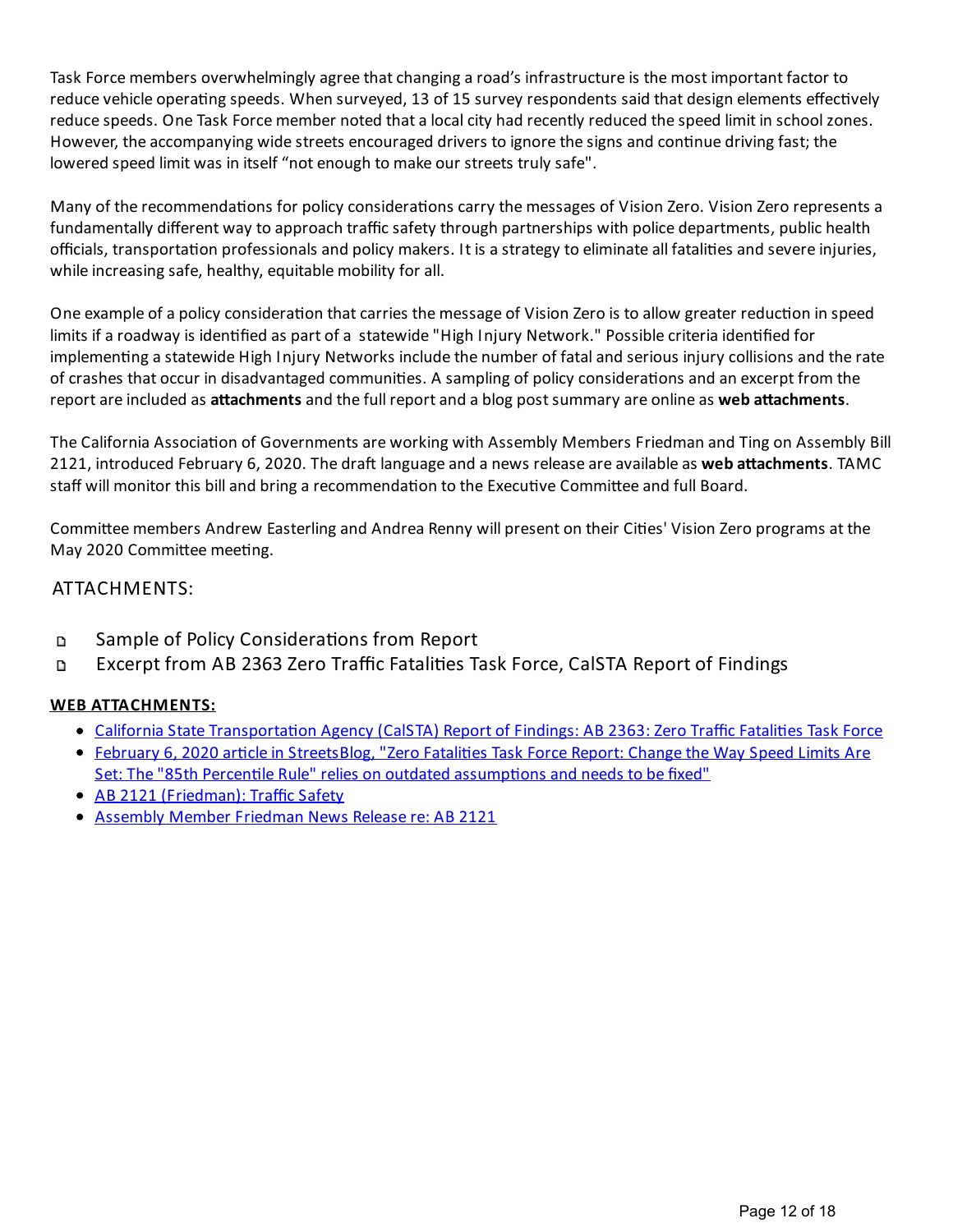Task Force members overwhelmingly agree that changing a road's infrastructure is the most important factor to reduce vehicle operating speeds. When surveyed, 13 of 15 survey respondents said that design elements effectively reduce speeds. One Task Force member noted that a local city had recently reduced the speed limit in school zones. However, the accompanying wide streets encouraged drivers to ignore the signs and continue driving fast; the lowered speed limit was in itself "not enough to make our streets truly safe".

Many of the recommendations for policy considerations carry the messages of Vision Zero. Vision Zero represents a fundamentally different way to approach traffic safety through partnerships with police departments, public health officials, transportation professionals and policy makers. It is a strategy to eliminate all fatalities and severe injuries, while increasing safe, healthy, equitable mobility for all.

One example of a policy consideration that carries the message of Vision Zero is to allow greater reduction in speed limits if a roadway is identified as part of a statewide "High Injury Network." Possible criteria identified for implementing a statewide High Injury Networks include the number of fatal and serious injury collisions and the rate of crashes that occur in disadvantaged communities. A sampling of policy considerations and an excerpt from the report are included as **attachments** and the full report and a blog post summary are online as **web attachments**.

The California Association of Governments are working with Assembly Members Friedman and Ting on Assembly Bill 2121, introduced February 6, 2020. The draft language and a news release are available as **web attachments**. TAMC staff will monitor this bill and bring a recommendation to the Executive Committee and full Board.

Committee members Andrew Easterling and Andrea Renny will present on their Cities' Vision Zero programs at the May 2020 Committee meeting.

## ATTACHMENTS:

- Sample of Policy Considerations from Report
- Excerpt from AB 2363 Zero Traffic Fatalities Task Force, CalSTA Report of Findings

**WEB ATTACHMENTS:**

- California State Transportation Agency (CalSTA) Report of Findings: AB 2363: Zero Traffic Fatalities Task Force
- February 6, 2020 article in StreetsBlog, "Zero Fatalities Task Force Report: Change the Way Speed Limits Are Set: The "85th Percentile Rule" relies on outdated assumptions and needs to be fixed"
- AB 2121 (Friedman): Traffic Safety
- Assembly Member Friedman News Release re: AB 2121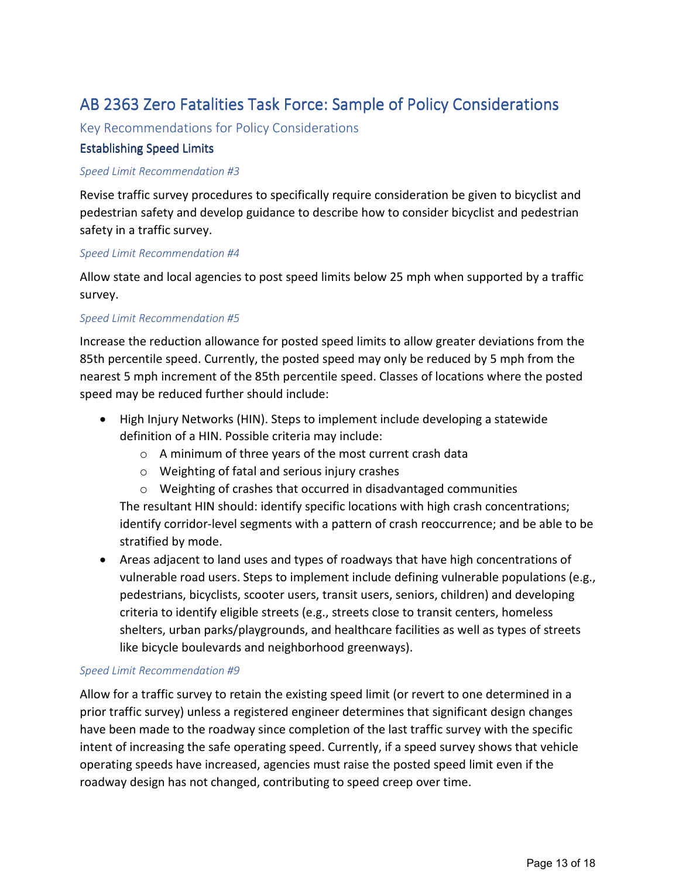# AB 2363 Zero Fatalities Task Force: Sample of Policy Considerations

## Key Recommendations for Policy Considerations

### Establishing Speed Limits

*Speed Limit Recommendation #3*

Revise traffic survey procedures to specifically require consideration be given to bicyclist and pedestrian safety and develop guidance to describe how to consider bicyclist and pedestrian safety in a traffic survey.

*Speed Limit Recommendation #4*

Allow state and local agencies to post speed limits below 25 mph when supported by a traffic survey.

*Speed Limit Recommendation #5*

Increase the reduction allowance for posted speed limits to allow greater deviations from the 85th percentile speed. Currently, the posted speed may only be reduced by 5 mph from the nearest 5 mph increment of the 85th percentile speed. Classes of locations where the posted speed may be reduced further should include:

- High Injury Networks (HIN). Steps to implement include developing a statewide definition of a HIN. Possible criteria may include:
  - A minimum of three years of the most current crash data
  - Weighting of fatal and serious injury crashes
  - Weighting of crashes that occurred in disadvantaged communities

  The resultant HIN should: identify specific locations with high crash concentrations; identify corridor-level segments with a pattern of crash reoccurrence; and be able to be stratified by mode.
- Areas adjacent to land uses and types of roadways that have high concentrations of vulnerable road users. Steps to implement include defining vulnerable populations (e.g., pedestrians, bicyclists, scooter users, transit users, seniors, children) and developing criteria to identify eligible streets (e.g., streets close to transit centers, homeless shelters, urban parks/playgrounds, and healthcare facilities as well as types of streets like bicycle boulevards and neighborhood greenways).

*Speed Limit Recommendation #9*

Allow for a traffic survey to retain the existing speed limit (or revert to one determined in a prior traffic survey) unless a registered engineer determines that significant design changes have been made to the roadway since completion of the last traffic survey with the specific intent of increasing the safe operating speed. Currently, if a speed survey shows that vehicle operating speeds have increased, agencies must raise the posted speed limit even if the roadway design has not changed, contributing to speed creep over time.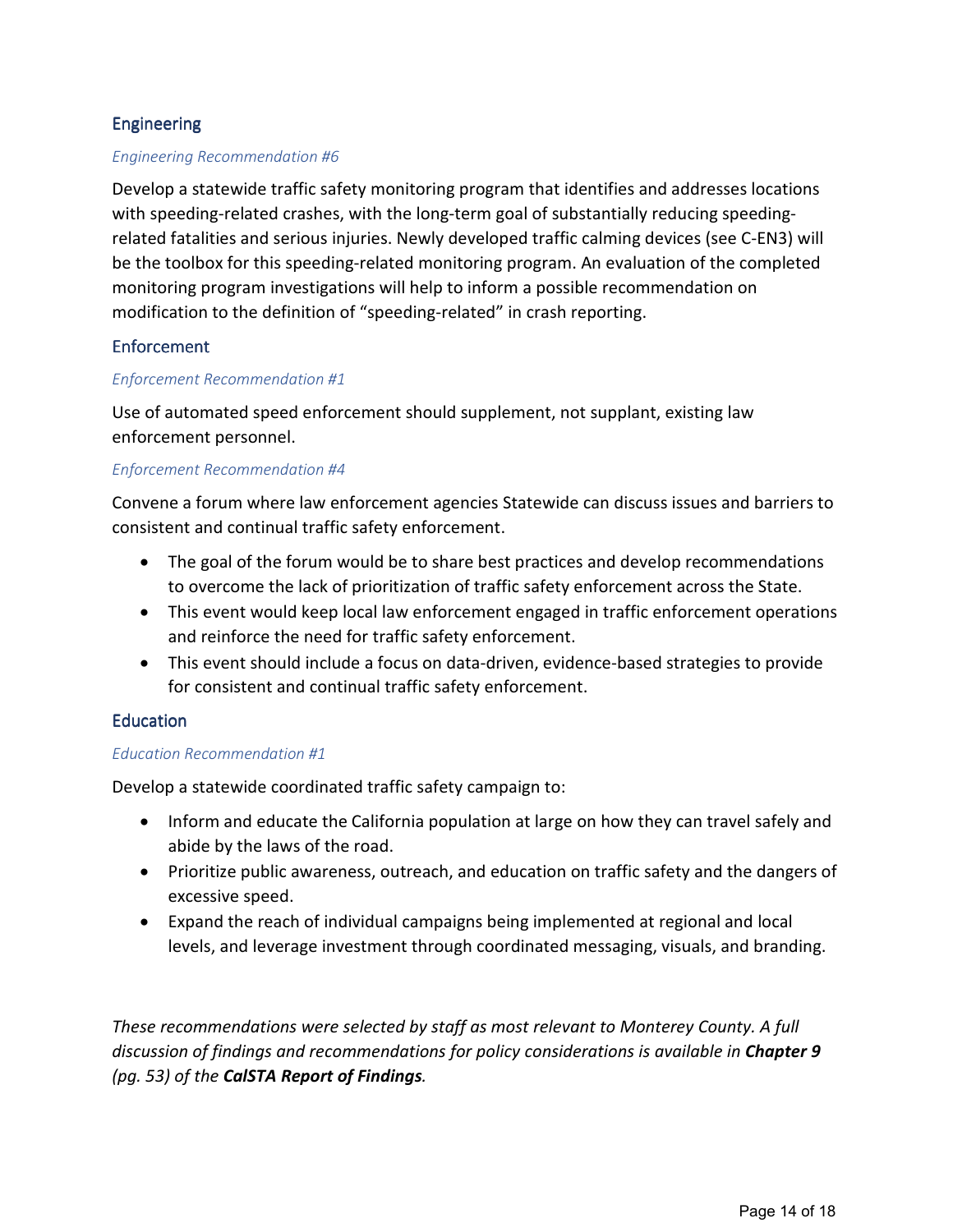## Engineering

### *Engineering Recommendation #6*

Develop a statewide traffic safety monitoring program that identifies and addresses locations with speeding-related crashes, with the long-term goal of substantially reducing speeding-related fatalities and serious injuries. Newly developed traffic calming devices (see C-EN3) will be the toolbox for this speeding-related monitoring program. An evaluation of the completed monitoring program investigations will help to inform a possible recommendation on modification to the definition of "speeding-related" in crash reporting.

## Enforcement

### *Enforcement Recommendation #1*

Use of automated speed enforcement should supplement, not supplant, existing law enforcement personnel.

### *Enforcement Recommendation #4*

Convene a forum where law enforcement agencies Statewide can discuss issues and barriers to consistent and continual traffic safety enforcement.

- The goal of the forum would be to share best practices and develop recommendations to overcome the lack of prioritization of traffic safety enforcement across the State.
- This event would keep local law enforcement engaged in traffic enforcement operations and reinforce the need for traffic safety enforcement.
- This event should include a focus on data-driven, evidence-based strategies to provide for consistent and continual traffic safety enforcement.

## Education

### *Education Recommendation #1*

Develop a statewide coordinated traffic safety campaign to:

- Inform and educate the California population at large on how they can travel safely and abide by the laws of the road.
- Prioritize public awareness, outreach, and education on traffic safety and the dangers of excessive speed.
- Expand the reach of individual campaigns being implemented at regional and local levels, and leverage investment through coordinated messaging, visuals, and branding.

*These recommendations were selected by staff as most relevant to Monterey County. A full discussion of findings and recommendations for policy considerations is available in **Chapter 9** (pg. 53) of the **CalSTA Report of Findings**.*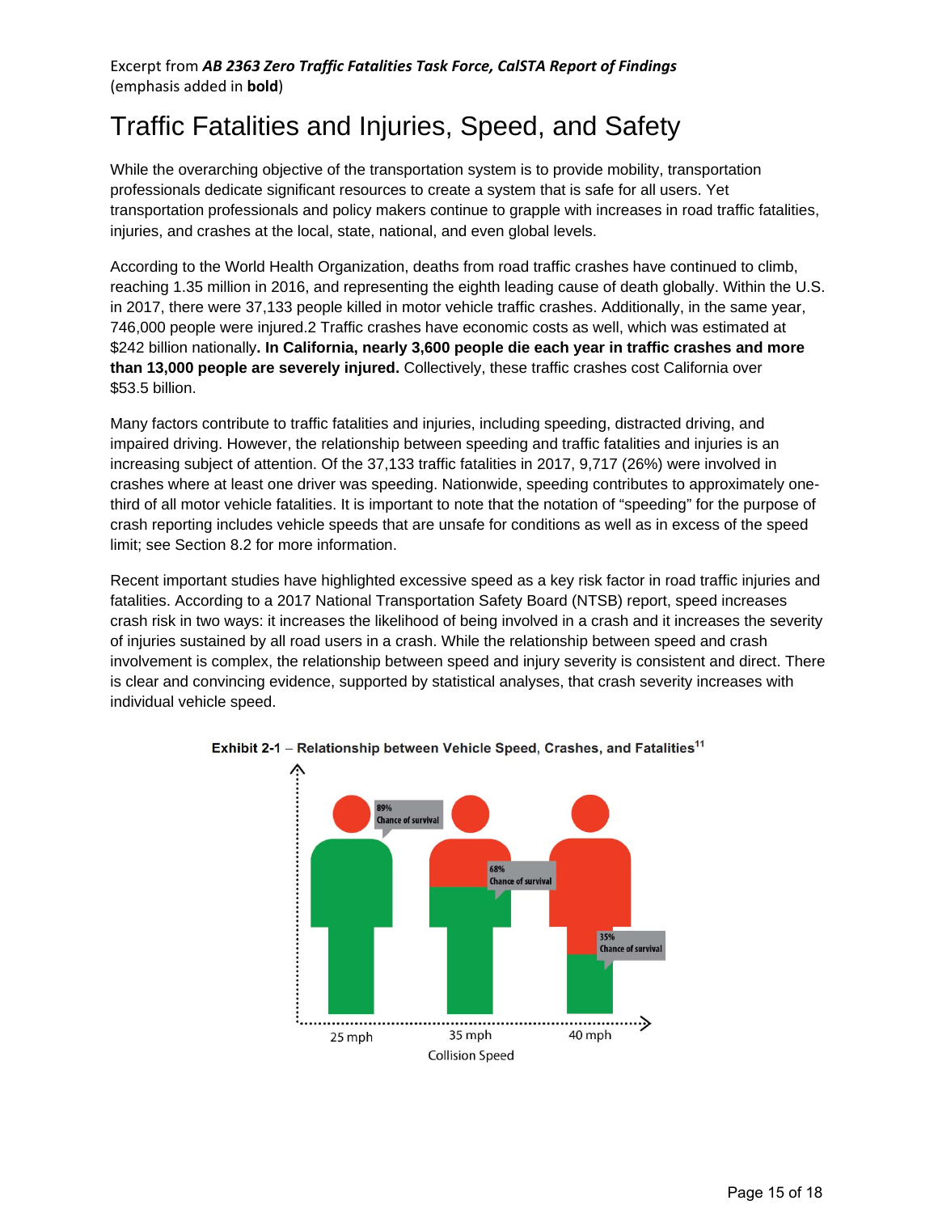Excerpt from ***AB 2363 Zero Traffic Fatalities Task Force, CalSTA Report of Findings*** (emphasis added in **bold**)

# Traffic Fatalities and Injuries, Speed, and Safety

While the overarching objective of the transportation system is to provide mobility, transportation professionals dedicate significant resources to create a system that is safe for all users. Yet transportation professionals and policy makers continue to grapple with increases in road traffic fatalities, injuries, and crashes at the local, state, national, and even global levels.

According to the World Health Organization, deaths from road traffic crashes have continued to climb, reaching 1.35 million in 2016, and representing the eighth leading cause of death globally. Within the U.S. in 2017, there were 37,133 people killed in motor vehicle traffic crashes. Additionally, in the same year, 746,000 people were injured.2 Traffic crashes have economic costs as well, which was estimated at $242 billion nationally**. In California, nearly 3,600 people die each year in traffic crashes and more than 13,000 people are severely injured.** Collectively, these traffic crashes cost California over $53.5 billion.

Many factors contribute to traffic fatalities and injuries, including speeding, distracted driving, and impaired driving. However, the relationship between speeding and traffic fatalities and injuries is an increasing subject of attention. Of the 37,133 traffic fatalities in 2017, 9,717 (26%) were involved in crashes where at least one driver was speeding. Nationwide, speeding contributes to approximately one-third of all motor vehicle fatalities. It is important to note that the notation of "speeding" for the purpose of crash reporting includes vehicle speeds that are unsafe for conditions as well as in excess of the speed limit; see Section 8.2 for more information.

Recent important studies have highlighted excessive speed as a key risk factor in road traffic injuries and fatalities. According to a 2017 National Transportation Safety Board (NTSB) report, speed increases crash risk in two ways: it increases the likelihood of being involved in a crash and it increases the severity of injuries sustained by all road users in a crash. While the relationship between speed and crash involvement is complex, the relationship between speed and injury severity is consistent and direct. There is clear and convincing evidence, supported by statistical analyses, that crash severity increases with individual vehicle speed.

**Exhibit 2-1** – **Relationship between Vehicle Speed, Crashes, and Fatalities**[11]

| Collision Speed | Chance of survival |
|---|---|
| 25 mph | 89% |
| 35 mph | 68% |
| 40 mph | 35% |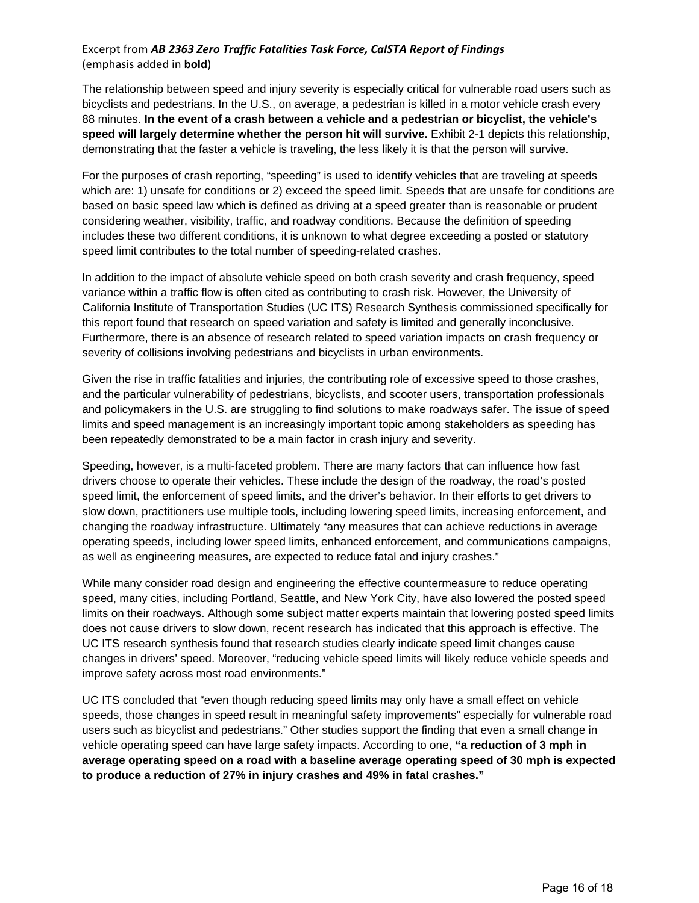Excerpt from ***AB 2363 Zero Traffic Fatalities Task Force, CalSTA Report of Findings***
(emphasis added in **bold**)

The relationship between speed and injury severity is especially critical for vulnerable road users such as bicyclists and pedestrians. In the U.S., on average, a pedestrian is killed in a motor vehicle crash every 88 minutes. **In the event of a crash between a vehicle and a pedestrian or bicyclist, the vehicle's speed will largely determine whether the person hit will survive.** Exhibit 2-1 depicts this relationship, demonstrating that the faster a vehicle is traveling, the less likely it is that the person will survive.

For the purposes of crash reporting, "speeding" is used to identify vehicles that are traveling at speeds which are: 1) unsafe for conditions or 2) exceed the speed limit. Speeds that are unsafe for conditions are based on basic speed law which is defined as driving at a speed greater than is reasonable or prudent considering weather, visibility, traffic, and roadway conditions. Because the definition of speeding includes these two different conditions, it is unknown to what degree exceeding a posted or statutory speed limit contributes to the total number of speeding-related crashes.

In addition to the impact of absolute vehicle speed on both crash severity and crash frequency, speed variance within a traffic flow is often cited as contributing to crash risk. However, the University of California Institute of Transportation Studies (UC ITS) Research Synthesis commissioned specifically for this report found that research on speed variation and safety is limited and generally inconclusive. Furthermore, there is an absence of research related to speed variation impacts on crash frequency or severity of collisions involving pedestrians and bicyclists in urban environments.

Given the rise in traffic fatalities and injuries, the contributing role of excessive speed to those crashes, and the particular vulnerability of pedestrians, bicyclists, and scooter users, transportation professionals and policymakers in the U.S. are struggling to find solutions to make roadways safer. The issue of speed limits and speed management is an increasingly important topic among stakeholders as speeding has been repeatedly demonstrated to be a main factor in crash injury and severity.

Speeding, however, is a multi-faceted problem. There are many factors that can influence how fast drivers choose to operate their vehicles. These include the design of the roadway, the road's posted speed limit, the enforcement of speed limits, and the driver's behavior. In their efforts to get drivers to slow down, practitioners use multiple tools, including lowering speed limits, increasing enforcement, and changing the roadway infrastructure. Ultimately "any measures that can achieve reductions in average operating speeds, including lower speed limits, enhanced enforcement, and communications campaigns, as well as engineering measures, are expected to reduce fatal and injury crashes."

While many consider road design and engineering the effective countermeasure to reduce operating speed, many cities, including Portland, Seattle, and New York City, have also lowered the posted speed limits on their roadways. Although some subject matter experts maintain that lowering posted speed limits does not cause drivers to slow down, recent research has indicated that this approach is effective. The UC ITS research synthesis found that research studies clearly indicate speed limit changes cause changes in drivers' speed. Moreover, "reducing vehicle speed limits will likely reduce vehicle speeds and improve safety across most road environments."

UC ITS concluded that "even though reducing speed limits may only have a small effect on vehicle speeds, those changes in speed result in meaningful safety improvements" especially for vulnerable road users such as bicyclist and pedestrians." Other studies support the finding that even a small change in vehicle operating speed can have large safety impacts. According to one, **"a reduction of 3 mph in average operating speed on a road with a baseline average operating speed of 30 mph is expected to produce a reduction of 27% in injury crashes and 49% in fatal crashes."**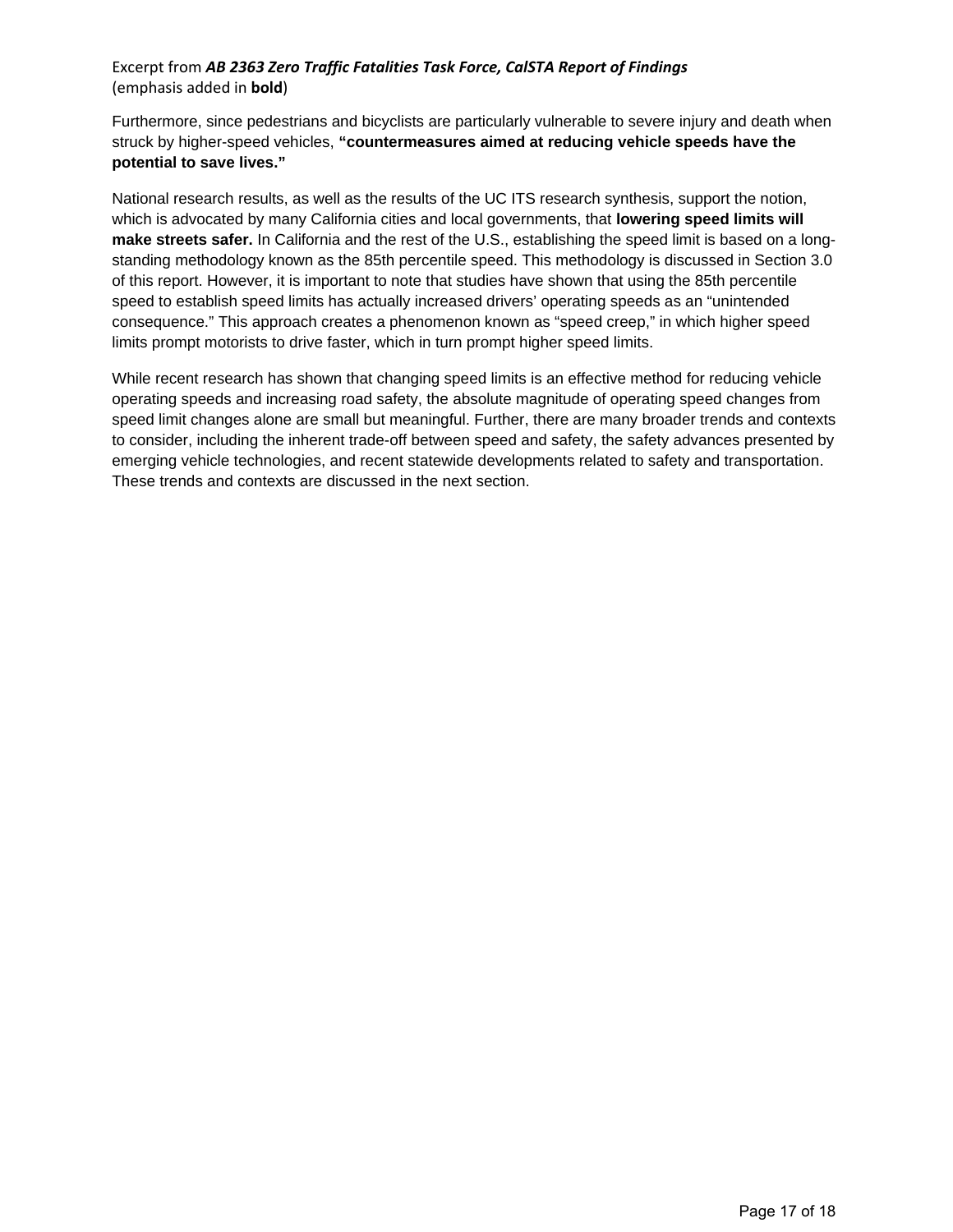Excerpt from ***AB 2363 Zero Traffic Fatalities Task Force, CalSTA Report of Findings***
(emphasis added in **bold**)

Furthermore, since pedestrians and bicyclists are particularly vulnerable to severe injury and death when struck by higher-speed vehicles, **"countermeasures aimed at reducing vehicle speeds have the potential to save lives."**

National research results, as well as the results of the UC ITS research synthesis, support the notion, which is advocated by many California cities and local governments, that **lowering speed limits will make streets safer.** In California and the rest of the U.S., establishing the speed limit is based on a long-standing methodology known as the 85th percentile speed. This methodology is discussed in Section 3.0 of this report. However, it is important to note that studies have shown that using the 85th percentile speed to establish speed limits has actually increased drivers' operating speeds as an "unintended consequence." This approach creates a phenomenon known as "speed creep," in which higher speed limits prompt motorists to drive faster, which in turn prompt higher speed limits.

While recent research has shown that changing speed limits is an effective method for reducing vehicle operating speeds and increasing road safety, the absolute magnitude of operating speed changes from speed limit changes alone are small but meaningful. Further, there are many broader trends and contexts to consider, including the inherent trade-off between speed and safety, the safety advances presented by emerging vehicle technologies, and recent statewide developments related to safety and transportation. These trends and contexts are discussed in the next section.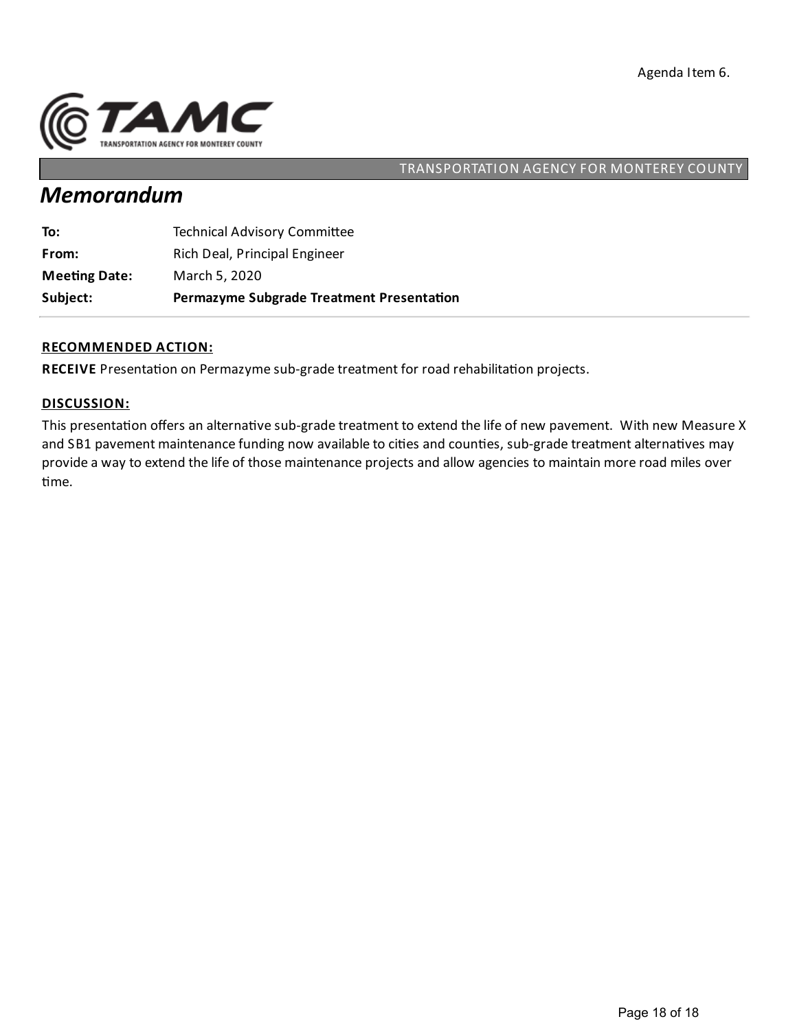Agenda Item 6.

TRANSPORTATION AGENCY FOR MONTEREY COUNTY

# *Memorandum*

| | |
|---|---|
| **To:** | Technical Advisory Committee |
| **From:** | Rich Deal, Principal Engineer |
| **Meeting Date:** | March 5, 2020 |
| **Subject:** | **Permazyme Subgrade Treatment Presentation** |

## RECOMMENDED ACTION:

**RECEIVE** Presentation on Permazyme sub-grade treatment for road rehabilitation projects.

## DISCUSSION:

This presentation offers an alternative sub-grade treatment to extend the life of new pavement. With new Measure X and SB1 pavement maintenance funding now available to cities and counties, sub-grade treatment alternatives may provide a way to extend the life of those maintenance projects and allow agencies to maintain more road miles over time.